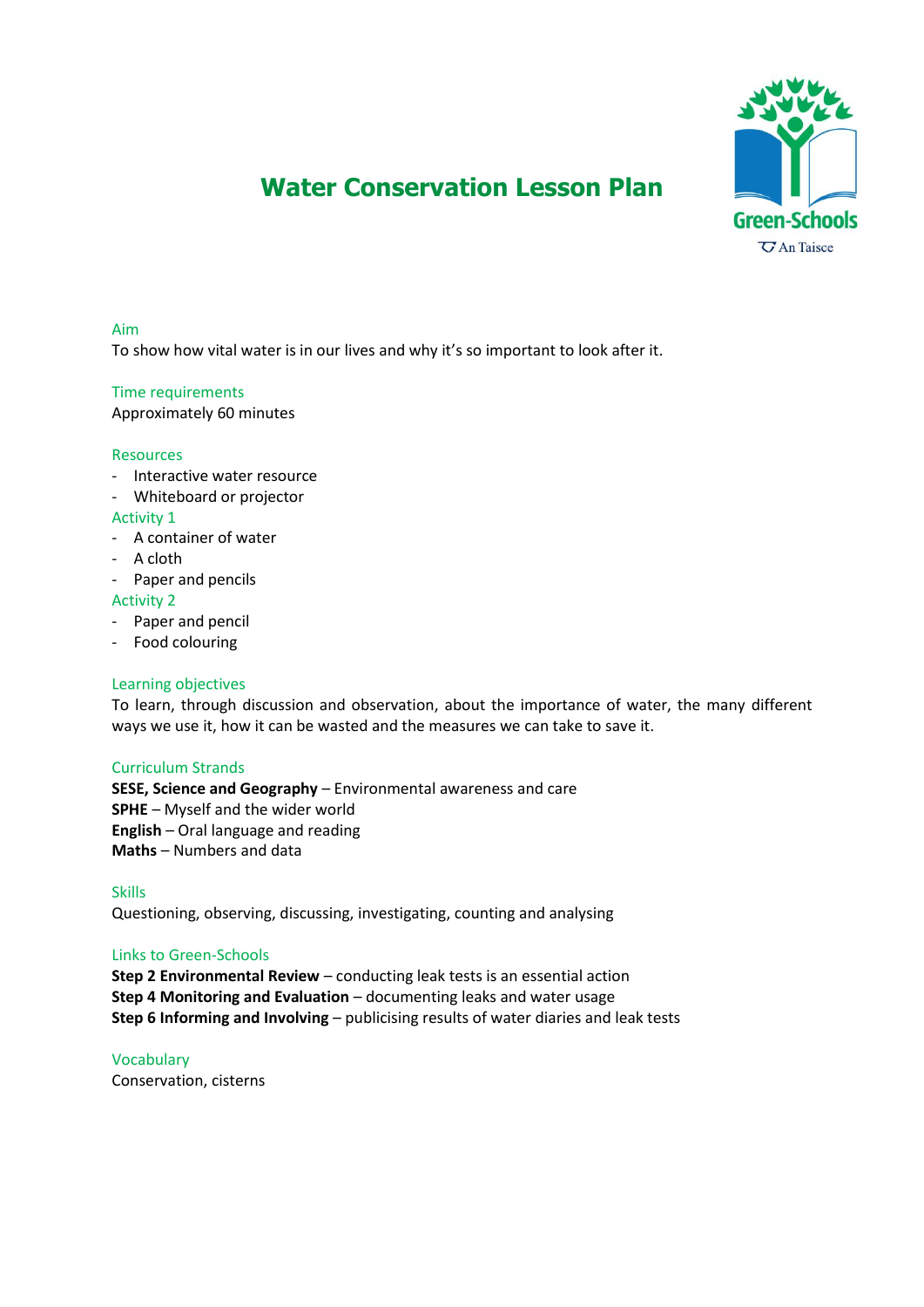# Water Conservation Lesson Plan

Green-Schools
An Taisce

## Aim

To show how vital water is in our lives and why it's so important to look after it.

## Time requirements

Approximately 60 minutes

## Resources

- Interactive water resource
- Whiteboard or projector

### Activity 1

- A container of water
- A cloth
- Paper and pencils

### Activity 2

- Paper and pencil
- Food colouring

## Learning objectives

To learn, through discussion and observation, about the importance of water, the many different ways we use it, how it can be wasted and the measures we can take to save it.

## Curriculum Strands

**SESE, Science and Geography** – Environmental awareness and care
**SPHE** – Myself and the wider world
**English** – Oral language and reading
**Maths** – Numbers and data

## Skills

Questioning, observing, discussing, investigating, counting and analysing

## Links to Green-Schools

**Step 2 Environmental Review** – conducting leak tests is an essential action
**Step 4 Monitoring and Evaluation** – documenting leaks and water usage
**Step 6 Informing and Involving** – publicising results of water diaries and leak tests

## Vocabulary

Conservation, cisterns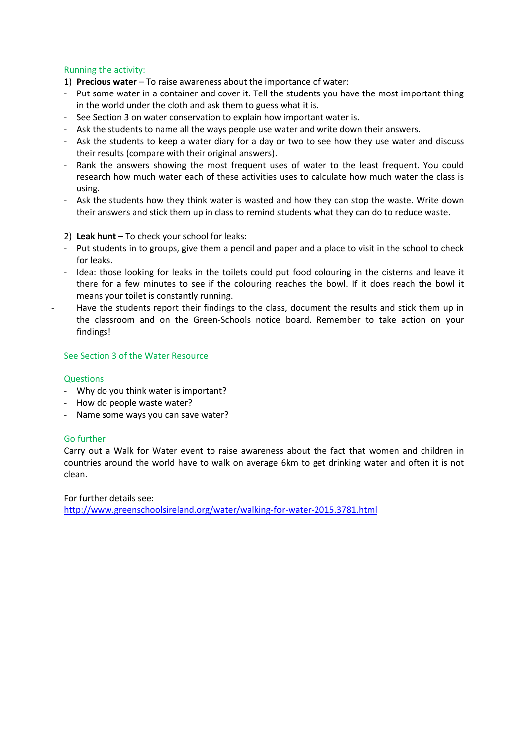### Running the activity:

1) **Precious water** – To raise awareness about the importance of water:

- Put some water in a container and cover it. Tell the students you have the most important thing in the world under the cloth and ask them to guess what it is.
- See Section 3 on water conservation to explain how important water is.
- Ask the students to name all the ways people use water and write down their answers.
- Ask the students to keep a water diary for a day or two to see how they use water and discuss their results (compare with their original answers).
- Rank the answers showing the most frequent uses of water to the least frequent. You could research how much water each of these activities uses to calculate how much water the class is using.
- Ask the students how they think water is wasted and how they can stop the waste. Write down their answers and stick them up in class to remind students what they can do to reduce waste.

2) **Leak hunt** – To check your school for leaks:

- Put students in to groups, give them a pencil and paper and a place to visit in the school to check for leaks.
- Idea: those looking for leaks in the toilets could put food colouring in the cisterns and leave it there for a few minutes to see if the colouring reaches the bowl. If it does reach the bowl it means your toilet is constantly running.
- Have the students report their findings to the class, document the results and stick them up in the classroom and on the Green-Schools notice board. Remember to take action on your findings!

See Section 3 of the Water Resource

### Questions

- Why do you think water is important?
- How do people waste water?
- Name some ways you can save water?

### Go further

Carry out a Walk for Water event to raise awareness about the fact that women and children in countries around the world have to walk on average 6km to get drinking water and often it is not clean.

For further details see:
[http://www.greenschoolsireland.org/water/walking-for-water-2015.3781.html](http://www.greenschoolsireland.org/water/walking-for-water-2015.3781.html)